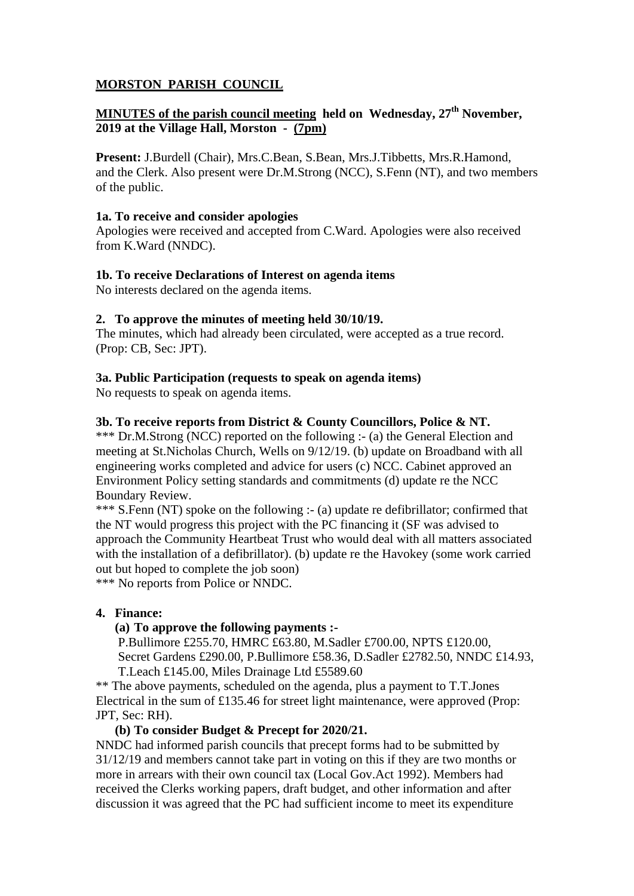# MORSTON PARISH COUNCIL

## MINUTES of the parish council meeting held on Wednesday, 27th November, 2019 at the Village Hall, Morston - (7pm)

**Present:** J.Burdell (Chair), Mrs.C.Bean, S.Bean, Mrs.J.Tibbetts, Mrs.R.Hamond, and the Clerk. Also present were Dr.M.Strong (NCC), S.Fenn (NT), and two members of the public.

### 1a. To receive and consider apologies

Apologies were received and accepted from C.Ward. Apologies were also received from K.Ward (NNDC).

### 1b. To receive Declarations of Interest on agenda items

No interests declared on the agenda items.

### 2. To approve the minutes of meeting held 30/10/19.

The minutes, which had already been circulated, were accepted as a true record. (Prop: CB, Sec: JPT).

### 3a. Public Participation (requests to speak on agenda items)

No requests to speak on agenda items.

### 3b. To receive reports from District & County Councillors, Police & NT.

*** Dr.M.Strong (NCC) reported on the following :- (a) the General Election and meeting at St.Nicholas Church, Wells on 9/12/19. (b) update on Broadband with all engineering works completed and advice for users (c) NCC. Cabinet approved an Environment Policy setting standards and commitments (d) update re the NCC Boundary Review.

*** S.Fenn (NT) spoke on the following :- (a) update re defibrillator; confirmed that the NT would progress this project with the PC financing it (SF was advised to approach the Community Heartbeat Trust who would deal with all matters associated with the installation of a defibrillator). (b) update re the Havokey (some work carried out but hoped to complete the job soon)

*** No reports from Police or NNDC.

### 4. Finance:

**(a) To approve the following payments :-**

P.Bullimore £255.70, HMRC £63.80, M.Sadler £700.00, NPTS £120.00, Secret Gardens £290.00, P.Bullimore £58.36, D.Sadler £2782.50, NNDC £14.93, T.Leach £145.00, Miles Drainage Ltd £5589.60

** The above payments, scheduled on the agenda, plus a payment to T.T.Jones Electrical in the sum of £135.46 for street light maintenance, were approved (Prop: JPT, Sec: RH).

**(b) To consider Budget & Precept for 2020/21.**

NNDC had informed parish councils that precept forms had to be submitted by 31/12/19 and members cannot take part in voting on this if they are two months or more in arrears with their own council tax (Local Gov.Act 1992). Members had received the Clerks working papers, draft budget, and other information and after discussion it was agreed that the PC had sufficient income to meet its expenditure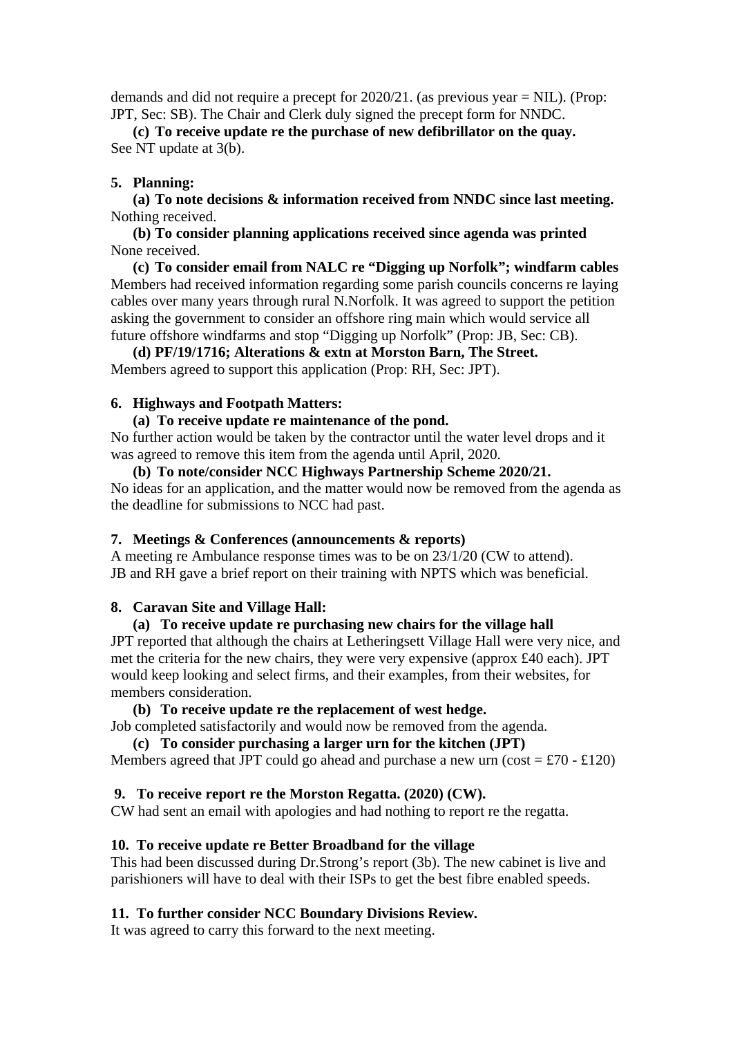demands and did not require a precept for 2020/21. (as previous year = NIL). (Prop: JPT, Sec: SB). The Chair and Clerk duly signed the precept form for NNDC.

**(c) To receive update re the purchase of new defibrillator on the quay.**
See NT update at 3(b).

**5. Planning:**

**(a) To note decisions & information received from NNDC since last meeting.**
Nothing received.

**(b) To consider planning applications received since agenda was printed**
None received.

**(c) To consider email from NALC re "Digging up Norfolk"; windfarm cables**
Members had received information regarding some parish councils concerns re laying cables over many years through rural N.Norfolk. It was agreed to support the petition asking the government to consider an offshore ring main which would service all future offshore windfarms and stop "Digging up Norfolk" (Prop: JB, Sec: CB).

**(d) PF/19/1716; Alterations & extn at Morston Barn, The Street.**
Members agreed to support this application (Prop: RH, Sec: JPT).

**6. Highways and Footpath Matters:**

**(a) To receive update re maintenance of the pond.**
No further action would be taken by the contractor until the water level drops and it was agreed to remove this item from the agenda until April, 2020.

**(b) To note/consider NCC Highways Partnership Scheme 2020/21.**
No ideas for an application, and the matter would now be removed from the agenda as the deadline for submissions to NCC had past.

**7. Meetings & Conferences (announcements & reports)**
A meeting re Ambulance response times was to be on 23/1/20 (CW to attend).
JB and RH gave a brief report on their training with NPTS which was beneficial.

**8. Caravan Site and Village Hall:**

**(a) To receive update re purchasing new chairs for the village hall**
JPT reported that although the chairs at Letheringsett Village Hall were very nice, and met the criteria for the new chairs, they were very expensive (approx £40 each). JPT would keep looking and select firms, and their examples, from their websites, for members consideration.

**(b) To receive update re the replacement of west hedge.**
Job completed satisfactorily and would now be removed from the agenda.

**(c) To consider purchasing a larger urn for the kitchen (JPT)**
Members agreed that JPT could go ahead and purchase a new urn (cost = £70 - £120)

**9. To receive report re the Morston Regatta. (2020) (CW).**
CW had sent an email with apologies and had nothing to report re the regatta.

**10. To receive update re Better Broadband for the village**
This had been discussed during Dr.Strong's report (3b). The new cabinet is live and parishioners will have to deal with their ISPs to get the best fibre enabled speeds.

**11. To further consider NCC Boundary Divisions Review.**
It was agreed to carry this forward to the next meeting.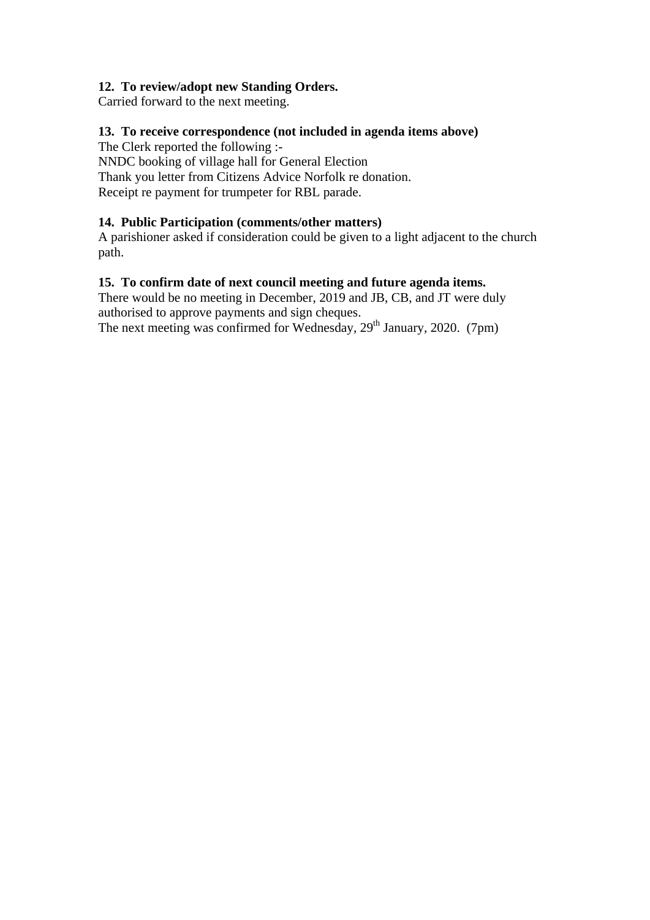**12. To review/adopt new Standing Orders.**
Carried forward to the next meeting.

**13. To receive correspondence (not included in agenda items above)**
The Clerk reported the following :-
NNDC booking of village hall for General Election
Thank you letter from Citizens Advice Norfolk re donation.
Receipt re payment for trumpeter for RBL parade.

**14. Public Participation (comments/other matters)**
A parishioner asked if consideration could be given to a light adjacent to the church path.

**15. To confirm date of next council meeting and future agenda items.**
There would be no meeting in December, 2019 and JB, CB, and JT were duly authorised to approve payments and sign cheques.
The next meeting was confirmed for Wednesday, 29th January, 2020. (7pm)